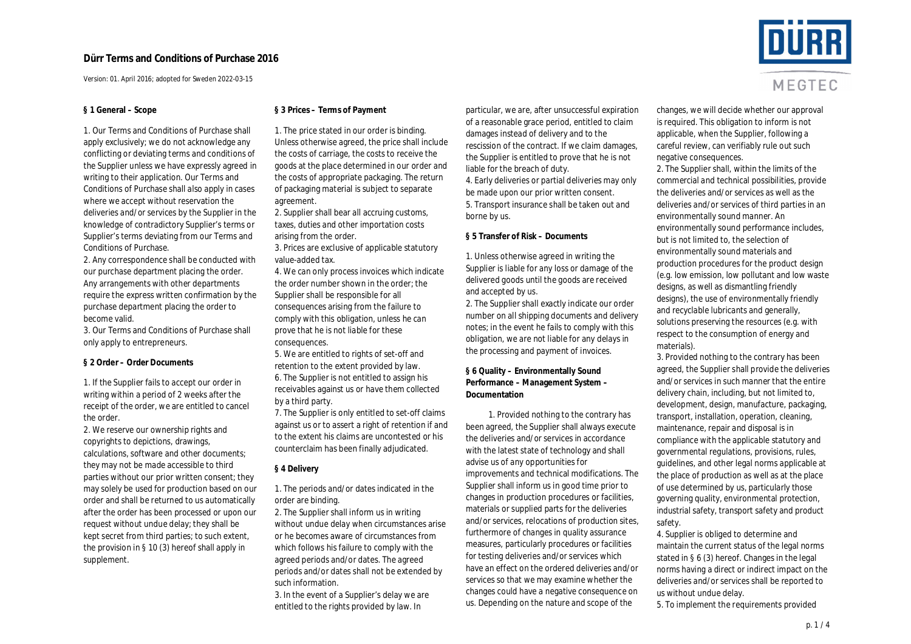# Dürr Terms and Conditions of Purchase 2016

Version: 01. April 2016; adopted for Sweden 2022-03-15

## § 1 General – Scope

1. Our Terms and Conditions of Purchase shall apply exclusively; we do not acknowledge any conflicting or deviating terms and conditions of the Supplier unless we have expressly agreed in writing to their application. Our Terms and Conditions of Purchase shall also apply in cases where we accept without reservation the deliveries and/or services by the Supplier in the knowledge of contradictory Supplier's terms or Supplier's terms deviating from our Terms and Conditions of Purchase.
2. Any correspondence shall be conducted with our purchase department placing the order. Any arrangements with other departments require the express written confirmation by the purchase department placing the order to become valid.
3. Our Terms and Conditions of Purchase shall only apply to entrepreneurs.

## § 2 Order – Order Documents

1. If the Supplier fails to accept our order in writing within a period of 2 weeks after the receipt of the order, we are entitled to cancel the order.
2. We reserve our ownership rights and copyrights to depictions, drawings, calculations, software and other documents; they may not be made accessible to third parties without our prior written consent; they may solely be used for production based on our order and shall be returned to us automatically after the order has been processed or upon our request without undue delay; they shall be kept secret from third parties; to such extent, the provision in § 10 (3) hereof shall apply in supplement.

## § 3 Prices – Terms of Payment

1. The price stated in our order is binding. Unless otherwise agreed, the price shall include the costs of carriage, the costs to receive the goods at the place determined in our order and the costs of appropriate packaging. The return of packaging material is subject to separate agreement.
2. Supplier shall bear all accruing customs, taxes, duties and other importation costs arising from the order.
3. Prices are exclusive of applicable statutory value-added tax.
4. We can only process invoices which indicate the order number shown in the order; the Supplier shall be responsible for all consequences arising from the failure to comply with this obligation, unless he can prove that he is not liable for these consequences.
5. We are entitled to rights of set-off and retention to the extent provided by law.
6. The Supplier is not entitled to assign his receivables against us or have them collected by a third party.
7. The Supplier is only entitled to set-off claims against us or to assert a right of retention if and to the extent his claims are uncontested or his counterclaim has been finally adjudicated.

## § 4 Delivery

1. The periods and/or dates indicated in the order are binding.
2. The Supplier shall inform us in writing without undue delay when circumstances arise or he becomes aware of circumstances from which follows his failure to comply with the agreed periods and/or dates. The agreed periods and/or dates shall not be extended by such information.
3. In the event of a Supplier's delay we are entitled to the rights provided by law. In particular, we are, after unsuccessful expiration of a reasonable grace period, entitled to claim damages instead of delivery and to the rescission of the contract. If we claim damages, the Supplier is entitled to prove that he is not liable for the breach of duty.
4. Early deliveries or partial deliveries may only be made upon our prior written consent.
5. Transport insurance shall be taken out and borne by us.

## § 5 Transfer of Risk – Documents

1. Unless otherwise agreed in writing the Supplier is liable for any loss or damage of the delivered goods until the goods are received and accepted by us.
2. The Supplier shall exactly indicate our order number on all shipping documents and delivery notes; in the event he fails to comply with this obligation, we are not liable for any delays in the processing and payment of invoices.

## § 6 Quality – Environmentally Sound Performance – Management System – Documentation

1. Provided nothing to the contrary has been agreed, the Supplier shall always execute the deliveries and/or services in accordance with the latest state of technology and shall advise us of any opportunities for improvements and technical modifications. The Supplier shall inform us in good time prior to changes in production procedures or facilities, materials or supplied parts for the deliveries and/or services, relocations of production sites, furthermore of changes in quality assurance measures, particularly procedures or facilities for testing deliveries and/or services which have an effect on the ordered deliveries and/or services so that we may examine whether the changes could have a negative consequence on us. Depending on the nature and scope of the changes, we will decide whether our approval is required. This obligation to inform is not applicable, when the Supplier, following a careful review, can verifiably rule out such negative consequences.
2. The Supplier shall, within the limits of the commercial and technical possibilities, provide the deliveries and/or services as well as the deliveries and/or services of third parties in an environmentally sound manner. An environmentally sound performance includes, but is not limited to, the selection of environmentally sound materials and production procedures for the product design (e.g. low emission, low pollutant and low waste designs, as well as dismantling friendly designs), the use of environmentally friendly and recyclable lubricants and generally, solutions preserving the resources (e.g. with respect to the consumption of energy and materials).
3. Provided nothing to the contrary has been agreed, the Supplier shall provide the deliveries and/or services in such manner that the entire delivery chain, including, but not limited to, development, design, manufacture, packaging, transport, installation, operation, cleaning, maintenance, repair and disposal is in compliance with the applicable statutory and governmental regulations, provisions, rules, guidelines, and other legal norms applicable at the place of production as well as at the place of use determined by us, particularly those governing quality, environmental protection, industrial safety, transport safety and product safety.
4. Supplier is obliged to determine and maintain the current status of the legal norms stated in § 6 (3) hereof. Changes in the legal norms having a direct or indirect impact on the deliveries and/or services shall be reported to us without undue delay.
5. To implement the requirements provided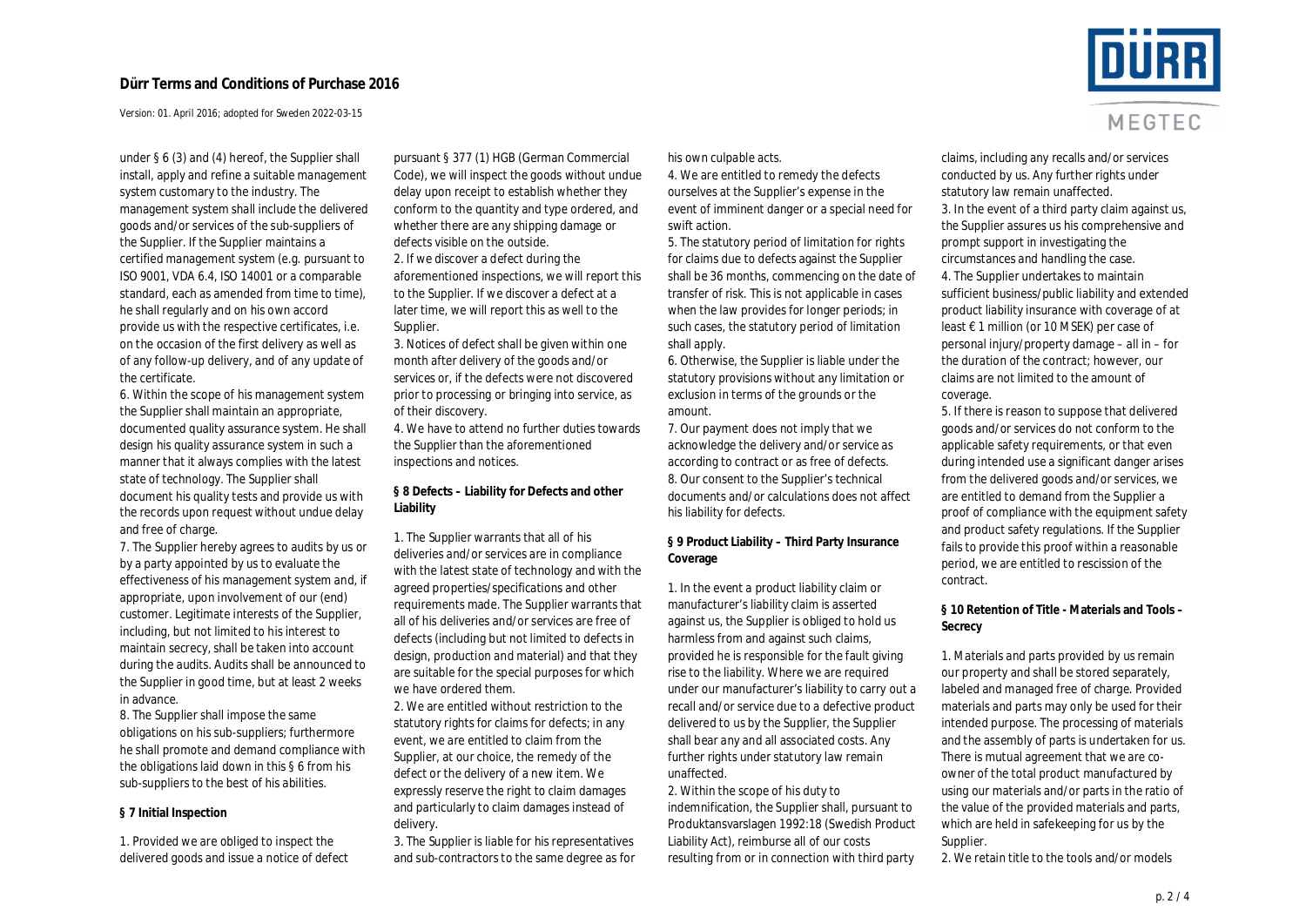under § 6 (3) and (4) hereof, the Supplier shall install, apply and refine a suitable management system customary to the industry. The management system shall include the delivered goods and/or services of the sub-suppliers of the Supplier. If the Supplier maintains a certified management system (e.g. pursuant to ISO 9001, VDA 6.4, ISO 14001 or a comparable standard, each as amended from time to time), he shall regularly and on his own accord provide us with the respective certificates, i.e. on the occasion of the first delivery as well as of any follow-up delivery, and of any update of the certificate.

6. Within the scope of his management system the Supplier shall maintain an appropriate, documented quality assurance system. He shall design his quality assurance system in such a manner that it always complies with the latest state of technology. The Supplier shall document his quality tests and provide us with the records upon request without undue delay and free of charge.

7. The Supplier hereby agrees to audits by us or by a party appointed by us to evaluate the effectiveness of his management system and, if appropriate, upon involvement of our (end) customer. Legitimate interests of the Supplier, including, but not limited to his interest to maintain secrecy, shall be taken into account during the audits. Audits shall be announced to the Supplier in good time, but at least 2 weeks in advance.

8. The Supplier shall impose the same obligations on his sub-suppliers; furthermore he shall promote and demand compliance with the obligations laid down in this § 6 from his sub-suppliers to the best of his abilities.

**§ 7 Initial Inspection**

1. Provided we are obliged to inspect the delivered goods and issue a notice of defect pursuant § 377 (1) HGB (German Commercial Code), we will inspect the goods without undue delay upon receipt to establish whether they conform to the quantity and type ordered, and whether there are any shipping damage or defects visible on the outside.

2. If we discover a defect during the aforementioned inspections, we will report this to the Supplier. If we discover a defect at a later time, we will report this as well to the Supplier.

3. Notices of defect shall be given within one month after delivery of the goods and/or services or, if the defects were not discovered prior to processing or bringing into service, as of their discovery.

4. We have to attend no further duties towards the Supplier than the aforementioned inspections and notices.

**§ 8 Defects – Liability for Defects and other Liability**

1. The Supplier warrants that all of his deliveries and/or services are in compliance with the latest state of technology and with the agreed properties/specifications and other requirements made. The Supplier warrants that all of his deliveries and/or services are free of defects (including but not limited to defects in design, production and material) and that they are suitable for the special purposes for which we have ordered them.

2. We are entitled without restriction to the statutory rights for claims for defects; in any event, we are entitled to claim from the Supplier, at our choice, the remedy of the defect or the delivery of a new item. We expressly reserve the right to claim damages and particularly to claim damages instead of delivery.

3. The Supplier is liable for his representatives and sub-contractors to the same degree as for his own culpable acts.

4. We are entitled to remedy the defects ourselves at the Supplier's expense in the event of imminent danger or a special need for swift action.

5. The statutory period of limitation for rights for claims due to defects against the Supplier shall be 36 months, commencing on the date of transfer of risk. This is not applicable in cases when the law provides for longer periods; in such cases, the statutory period of limitation shall apply.

6. Otherwise, the Supplier is liable under the statutory provisions without any limitation or exclusion in terms of the grounds or the amount.

7. Our payment does not imply that we acknowledge the delivery and/or service as according to contract or as free of defects.

8. Our consent to the Supplier's technical documents and/or calculations does not affect his liability for defects.

**§ 9 Product Liability – Third Party Insurance Coverage**

1. In the event a product liability claim or manufacturer's liability claim is asserted against us, the Supplier is obliged to hold us harmless from and against such claims, provided he is responsible for the fault giving rise to the liability. Where we are required under our manufacturer's liability to carry out a recall and/or service due to a defective product delivered to us by the Supplier, the Supplier shall bear any and all associated costs. Any further rights under statutory law remain unaffected.

2. Within the scope of his duty to indemnification, the Supplier shall, pursuant to Produktansvarslagen 1992:18 (Swedish Product Liability Act), reimburse all of our costs resulting from or in connection with third party claims, including any recalls and/or services conducted by us. Any further rights under statutory law remain unaffected.

3. In the event of a third party claim against us, the Supplier assures us his comprehensive and prompt support in investigating the circumstances and handling the case.

4. The Supplier undertakes to maintain sufficient business/public liability and extended product liability insurance with coverage of at least € 1 million (or 10 MSEK) per case of personal injury/property damage – all in – for the duration of the contract; however, our claims are not limited to the amount of coverage.

5. If there is reason to suppose that delivered goods and/or services do not conform to the applicable safety requirements, or that even during intended use a significant danger arises from the delivered goods and/or services, we are entitled to demand from the Supplier a proof of compliance with the equipment safety and product safety regulations. If the Supplier fails to provide this proof within a reasonable period, we are entitled to rescission of the contract.

**§ 10 Retention of Title - Materials and Tools – Secrecy**

1. Materials and parts provided by us remain our property and shall be stored separately, labeled and managed free of charge. Provided materials and parts may only be used for their intended purpose. The processing of materials and the assembly of parts is undertaken for us. There is mutual agreement that we are co-owner of the total product manufactured by using our materials and/or parts in the ratio of the value of the provided materials and parts, which are held in safekeeping for us by the Supplier.

2. We retain title to the tools and/or models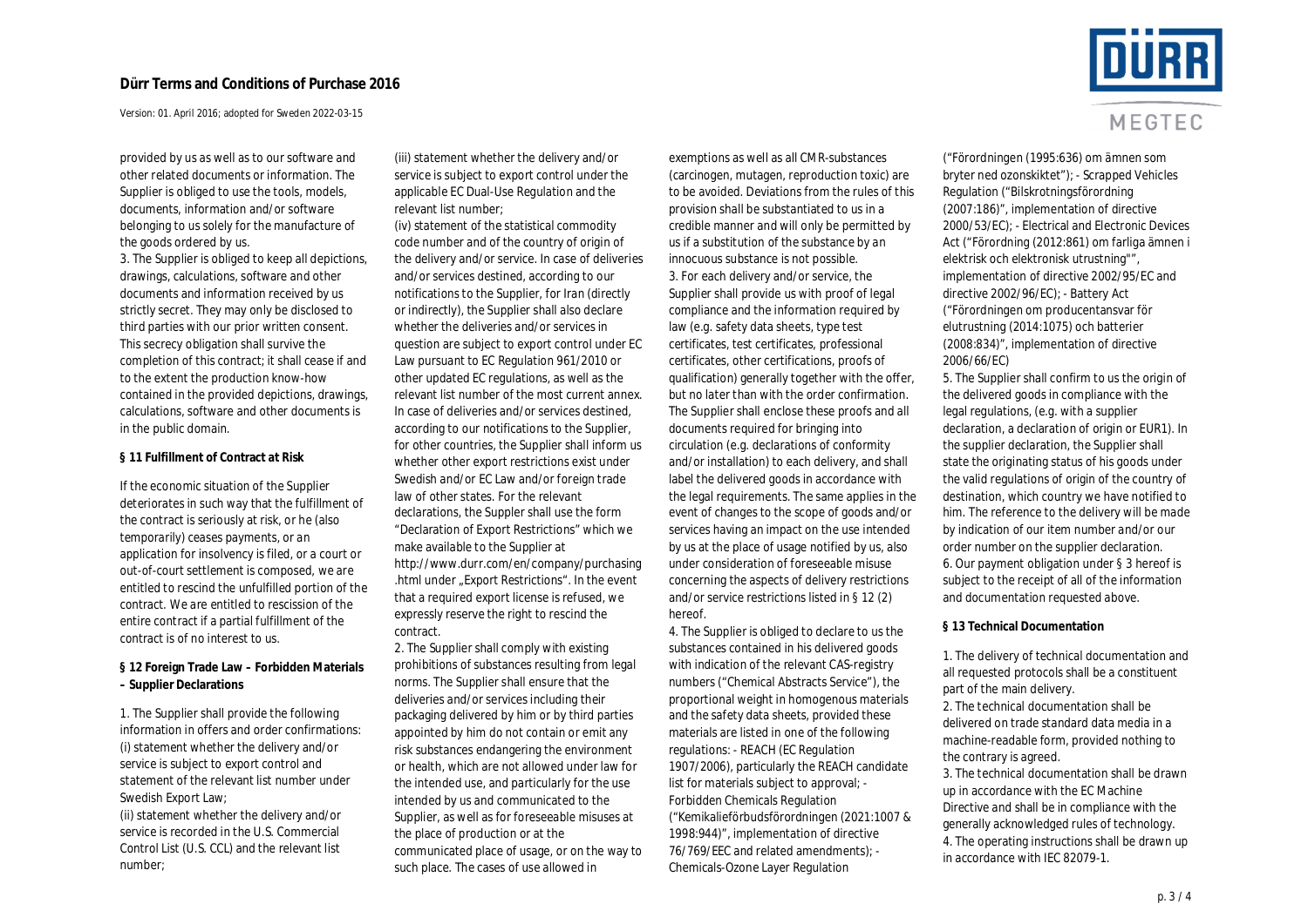provided by us as well as to our software and other related documents or information. The Supplier is obliged to use the tools, models, documents, information and/or software belonging to us solely for the manufacture of the goods ordered by us.

3. The Supplier is obliged to keep all depictions, drawings, calculations, software and other documents and information received by us strictly secret. They may only be disclosed to third parties with our prior written consent. This secrecy obligation shall survive the completion of this contract; it shall cease if and to the extent the production know-how contained in the provided depictions, drawings, calculations, software and other documents is in the public domain.

**§ 11 Fulfillment of Contract at Risk**

If the economic situation of the Supplier deteriorates in such way that the fulfillment of the contract is seriously at risk, or he (also temporarily) ceases payments, or an application for insolvency is filed, or a court or out-of-court settlement is composed, we are entitled to rescind the unfulfilled portion of the contract. We are entitled to rescission of the entire contract if a partial fulfillment of the contract is of no interest to us.

**§ 12 Foreign Trade Law – Forbidden Materials – Supplier Declarations**

1. The Supplier shall provide the following information in offers and order confirmations:
(i) statement whether the delivery and/or service is subject to export control and statement of the relevant list number under Swedish Export Law;
(ii) statement whether the delivery and/or service is recorded in the U.S. Commercial Control List (U.S. CCL) and the relevant list number;
(iii) statement whether the delivery and/or service is subject to export control under the applicable EC Dual-Use Regulation and the relevant list number;
(iv) statement of the statistical commodity code number and of the country of origin of the delivery and/or service. In case of deliveries and/or services destined, according to our notifications to the Supplier, for Iran (directly or indirectly), the Supplier shall also declare whether the deliveries and/or services in question are subject to export control under EC Law pursuant to EC Regulation 961/2010 or other updated EC regulations, as well as the relevant list number of the most current annex. In case of deliveries and/or services destined, according to our notifications to the Supplier, for other countries, the Supplier shall inform us whether other export restrictions exist under Swedish and/or EC Law and/or foreign trade law of other states. For the relevant declarations, the Suppler shall use the form "Declaration of Export Restrictions" which we make available to the Supplier at http://www.durr.com/en/company/purchasing.html under „Export Restrictions". In the event that a required export license is refused, we expressly reserve the right to rescind the contract.

2. The Supplier shall comply with existing prohibitions of substances resulting from legal norms. The Supplier shall ensure that the deliveries and/or services including their packaging delivered by him or by third parties appointed by him do not contain or emit any risk substances endangering the environment or health, which are not allowed under law for the intended use, and particularly for the use intended by us and communicated to the Supplier, as well as for foreseeable misuses at the place of production or at the communicated place of usage, or on the way to such place. The cases of use allowed in exemptions as well as all CMR-substances (carcinogen, mutagen, reproduction toxic) are to be avoided. Deviations from the rules of this provision shall be substantiated to us in a credible manner and will only be permitted by us if a substitution of the substance by an innocuous substance is not possible.

3. For each delivery and/or service, the Supplier shall provide us with proof of legal compliance and the information required by law (e.g. safety data sheets, type test certificates, test certificates, professional certificates, other certifications, proofs of qualification) generally together with the offer, but no later than with the order confirmation. The Supplier shall enclose these proofs and all documents required for bringing into circulation (e.g. declarations of conformity and/or installation) to each delivery, and shall label the delivered goods in accordance with the legal requirements. The same applies in the event of changes to the scope of goods and/or services having an impact on the use intended by us at the place of usage notified by us, also under consideration of foreseeable misuse concerning the aspects of delivery restrictions and/or service restrictions listed in § 12 (2) hereof.

4. The Supplier is obliged to declare to us the substances contained in his delivered goods with indication of the relevant CAS-registry numbers ("Chemical Abstracts Service"), the proportional weight in homogenous materials and the safety data sheets, provided these materials are listed in one of the following regulations: - REACH (EC Regulation 1907/2006), particularly the REACH candidate list for materials subject to approval; - Forbidden Chemicals Regulation ("Kemikalieförbudsförordningen (2021:1007 & 1998:944)", implementation of directive 76/769/EEC and related amendments); - Chemicals-Ozone Layer Regulation ("Förordningen (1995:636) om ämnen som bryter ned ozonskiktet"); - Scrapped Vehicles Regulation ("Bilskrotningsförordning (2007:186)", implementation of directive 2000/53/EC); - Electrical and Electronic Devices Act ("Förordning (2012:861) om farliga ämnen i elektrisk och elektronisk utrustning"", implementation of directive 2002/95/EC and directive 2002/96/EC); - Battery Act ("Förordningen om producentansvar för elutrustning (2014:1075) och batterier (2008:834)", implementation of directive 2006/66/EC)

5. The Supplier shall confirm to us the origin of the delivered goods in compliance with the legal regulations, (e.g. with a supplier declaration, a declaration of origin or EUR1). In the supplier declaration, the Supplier shall state the originating status of his goods under the valid regulations of origin of the country of destination, which country we have notified to him. The reference to the delivery will be made by indication of our item number and/or our order number on the supplier declaration.

6. Our payment obligation under § 3 hereof is subject to the receipt of all of the information and documentation requested above.

**§ 13 Technical Documentation**

1. The delivery of technical documentation and all requested protocols shall be a constituent part of the main delivery.

2. The technical documentation shall be delivered on trade standard data media in a machine-readable form, provided nothing to the contrary is agreed.

3. The technical documentation shall be drawn up in accordance with the EC Machine Directive and shall be in compliance with the generally acknowledged rules of technology.

4. The operating instructions shall be drawn up in accordance with IEC 82079-1.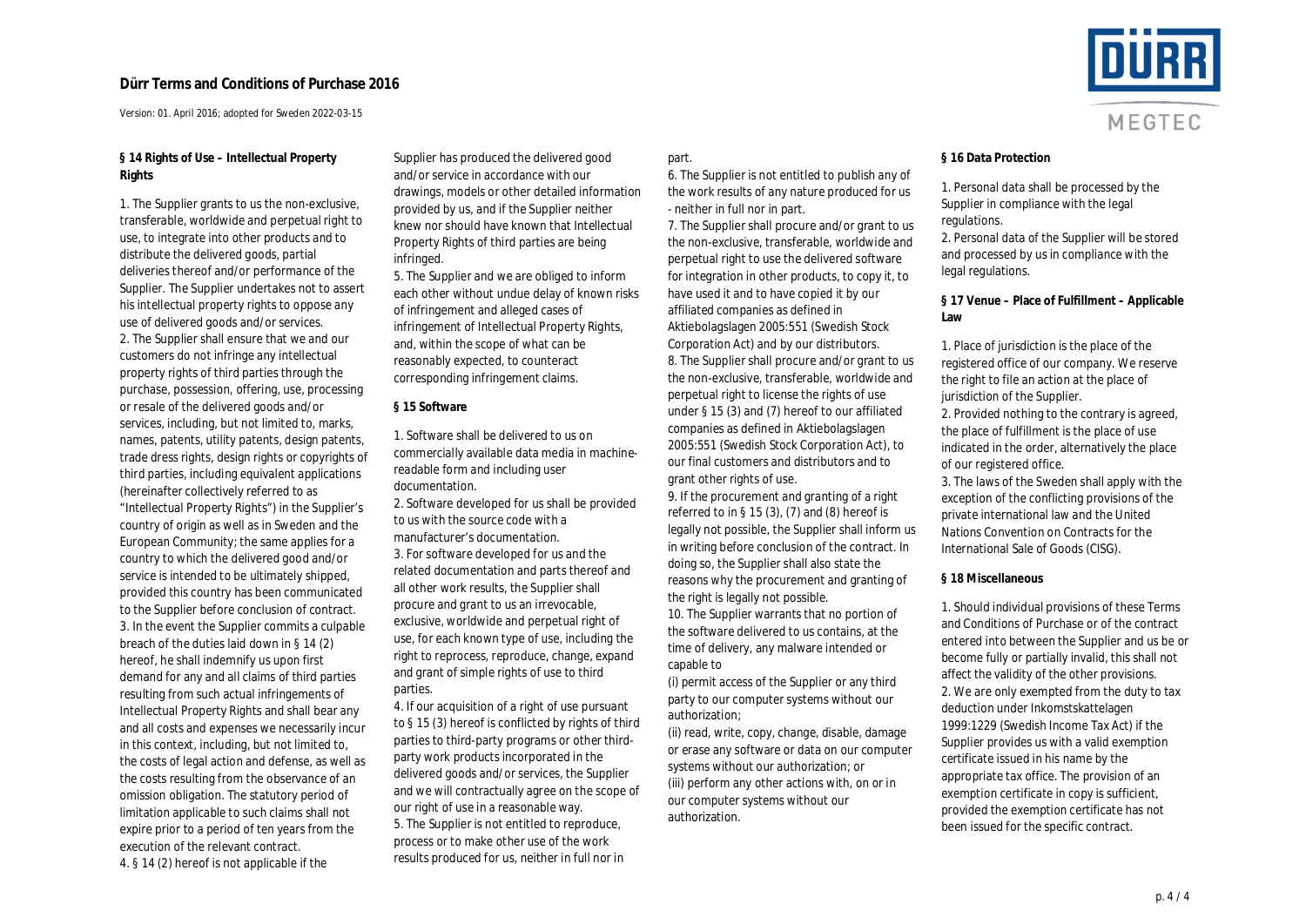## § 14 Rights of Use – Intellectual Property Rights

1. The Supplier grants to us the non-exclusive, transferable, worldwide and perpetual right to use, to integrate into other products and to distribute the delivered goods, partial deliveries thereof and/or performance of the Supplier. The Supplier undertakes not to assert his intellectual property rights to oppose any use of delivered goods and/or services.
2. The Supplier shall ensure that we and our customers do not infringe any intellectual property rights of third parties through the purchase, possession, offering, use, processing or resale of the delivered goods and/or services, including, but not limited to, marks, names, patents, utility patents, design patents, trade dress rights, design rights or copyrights of third parties, including equivalent applications (hereinafter collectively referred to as "Intellectual Property Rights") in the Supplier's country of origin as well as in Sweden and the European Community; the same applies for a country to which the delivered good and/or service is intended to be ultimately shipped, provided this country has been communicated to the Supplier before conclusion of contract.
3. In the event the Supplier commits a culpable breach of the duties laid down in § 14 (2) hereof, he shall indemnify us upon first demand for any and all claims of third parties resulting from such actual infringements of Intellectual Property Rights and shall bear any and all costs and expenses we necessarily incur in this context, including, but not limited to, the costs of legal action and defense, as well as the costs resulting from the observance of an omission obligation. The statutory period of limitation applicable to such claims shall not expire prior to a period of ten years from the execution of the relevant contract.
4. § 14 (2) hereof is not applicable if the Supplier has produced the delivered good and/or service in accordance with our drawings, models or other detailed information provided by us, and if the Supplier neither knew nor should have known that Intellectual Property Rights of third parties are being infringed.
5. The Supplier and we are obliged to inform each other without undue delay of known risks of infringement and alleged cases of infringement of Intellectual Property Rights, and, within the scope of what can be reasonably expected, to counteract corresponding infringement claims.

## § 15 Software

1. Software shall be delivered to us on commercially available data media in machine-readable form and including user documentation.
2. Software developed for us shall be provided to us with the source code with a manufacturer's documentation.
3. For software developed for us and the related documentation and parts thereof and all other work results, the Supplier shall procure and grant to us an irrevocable, exclusive, worldwide and perpetual right of use, for each known type of use, including the right to reprocess, reproduce, change, expand and grant of simple rights of use to third parties.
4. If our acquisition of a right of use pursuant to § 15 (3) hereof is conflicted by rights of third parties to third-party programs or other third-party work products incorporated in the delivered goods and/or services, the Supplier and we will contractually agree on the scope of our right of use in a reasonable way.
5. The Supplier is not entitled to reproduce, process or to make other use of the work results produced for us, neither in full nor in part.
6. The Supplier is not entitled to publish any of the work results of any nature produced for us - neither in full nor in part.
7. The Supplier shall procure and/or grant to us the non-exclusive, transferable, worldwide and perpetual right to use the delivered software for integration in other products, to copy it, to have used it and to have copied it by our affiliated companies as defined in Aktiebolagslagen 2005:551 (Swedish Stock Corporation Act) and by our distributors.
8. The Supplier shall procure and/or grant to us the non-exclusive, transferable, worldwide and perpetual right to license the rights of use under § 15 (3) and (7) hereof to our affiliated companies as defined in Aktiebolagslagen 2005:551 (Swedish Stock Corporation Act), to our final customers and distributors and to grant other rights of use.
9. If the procurement and granting of a right referred to in § 15 (3), (7) and (8) hereof is legally not possible, the Supplier shall inform us in writing before conclusion of the contract. In doing so, the Supplier shall also state the reasons why the procurement and granting of the right is legally not possible.
10. The Supplier warrants that no portion of the software delivered to us contains, at the time of delivery, any malware intended or capable to
(i) permit access of the Supplier or any third party to our computer systems without our authorization;
(ii) read, write, copy, change, disable, damage or erase any software or data on our computer systems without our authorization; or
(iii) perform any other actions with, on or in our computer systems without our authorization.

## § 16 Data Protection

1. Personal data shall be processed by the Supplier in compliance with the legal regulations.
2. Personal data of the Supplier will be stored and processed by us in compliance with the legal regulations.

## § 17 Venue – Place of Fulfillment – Applicable Law

1. Place of jurisdiction is the place of the registered office of our company. We reserve the right to file an action at the place of jurisdiction of the Supplier.
2. Provided nothing to the contrary is agreed, the place of fulfillment is the place of use indicated in the order, alternatively the place of our registered office.
3. The laws of the Sweden shall apply with the exception of the conflicting provisions of the private international law and the United Nations Convention on Contracts for the International Sale of Goods (CISG).

## § 18 Miscellaneous

1. Should individual provisions of these Terms and Conditions of Purchase or of the contract entered into between the Supplier and us be or become fully or partially invalid, this shall not affect the validity of the other provisions.
2. We are only exempted from the duty to tax deduction under Inkomstskattelagen 1999:1229 (Swedish Income Tax Act) if the Supplier provides us with a valid exemption certificate issued in his name by the appropriate tax office. The provision of an exemption certificate in copy is sufficient, provided the exemption certificate has not been issued for the specific contract.